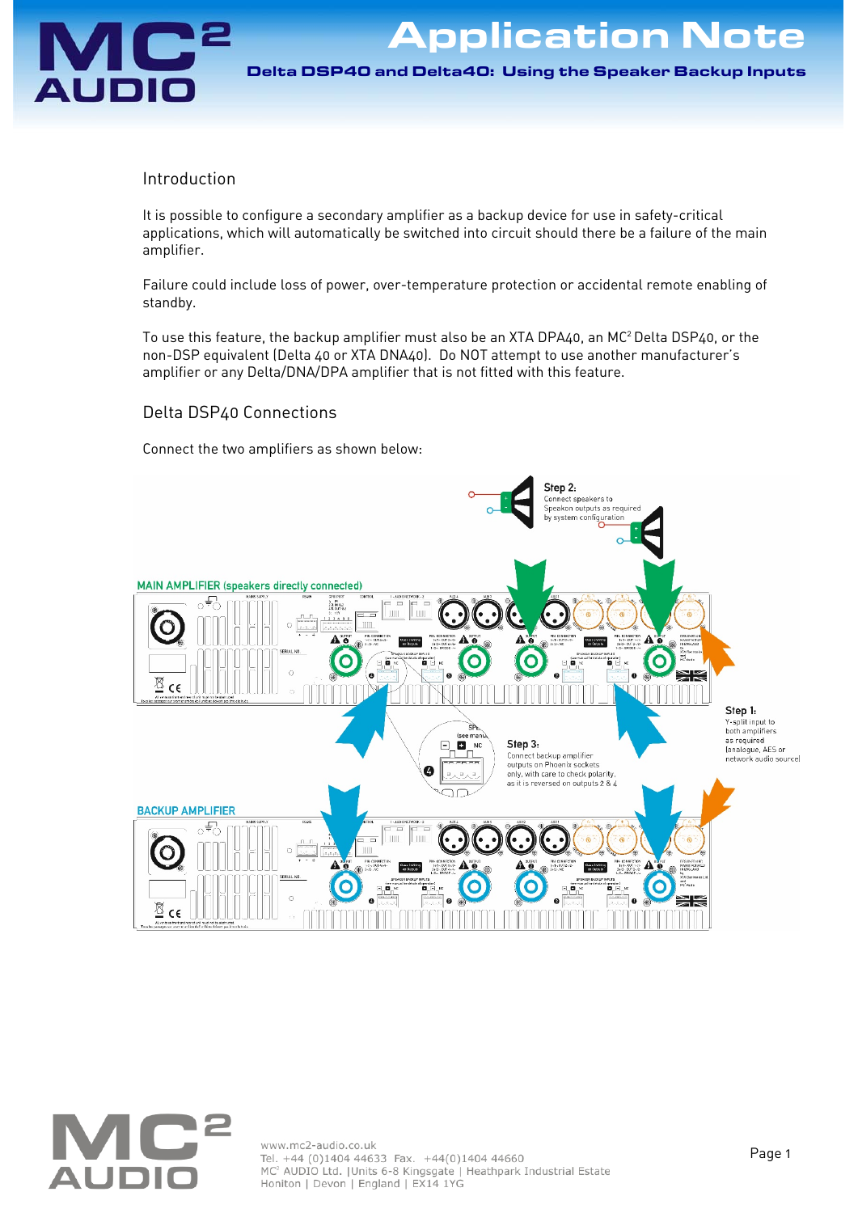# Application Note

## Delta DSP40 and Delta40: Using the Speaker Backup Inputs

### Introduction

It is possible to configure a secondary amplifier as a backup device for use in safety-critical applications, which will automatically be switched into circuit should there be a failure of the main amplifier.

Failure could include loss of power, over-temperature protection or accidental remote enabling of standby.

To use this feature, the backup amplifier must also be an XTA DPA40, an MC² Delta DSP40, or the non-DSP equivalent (Delta 40 or XTA DNA40). Do NOT attempt to use another manufacturer's amplifier or any Delta/DNA/DPA amplifier that is not fitted with this feature.

### Delta DSP40 Connections

Connect the two amplifiers as shown below:

MAIN AMPLIFIER (speakers directly connected)

Step 2: Connect speakers to Speakon outputs as required by system configuration

Step 1: Y-split input to both amplifiers as required (analogue, AES or network audio source)

Step 3: Connect backup amplifier outputs on Phoenix sockets only, with care to check polarity, as it is reversed on outputs 2 & 4

BACKUP AMPLIFIER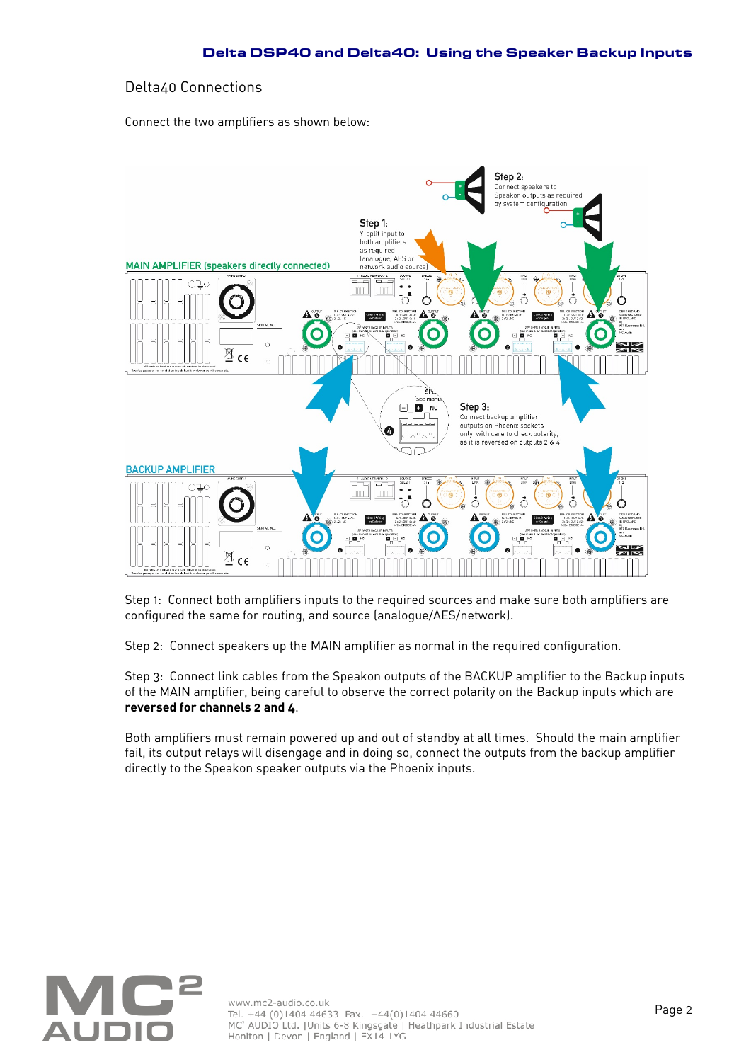## Delta40 Connections

Connect the two amplifiers as shown below:

Step 2:
Connect speakers to Speakon outputs as required by system configuration

Step 1:
Y-split input to both amplifiers as required (analogue, AES or network audio source)

MAIN AMPLIFIER (speakers directly connected)

Step 3:
Connect backup amplifier outputs on Phoenix sockets only, with care to check polarity, as it is reversed on outputs 2 & 4

BACKUP AMPLIFIER

Step 1: Connect both amplifiers inputs to the required sources and make sure both amplifiers are configured the same for routing, and source (analogue/AES/network).

Step 2: Connect speakers up the MAIN amplifier as normal in the required configuration.

Step 3: Connect link cables from the Speakon outputs of the BACKUP amplifier to the Backup inputs of the MAIN amplifier, being careful to observe the correct polarity on the Backup inputs which are **reversed for channels 2 and 4**.

Both amplifiers must remain powered up and out of standby at all times. Should the main amplifier fail, its output relays will disengage and in doing so, connect the outputs from the backup amplifier directly to the Speakon speaker outputs via the Phoenix inputs.